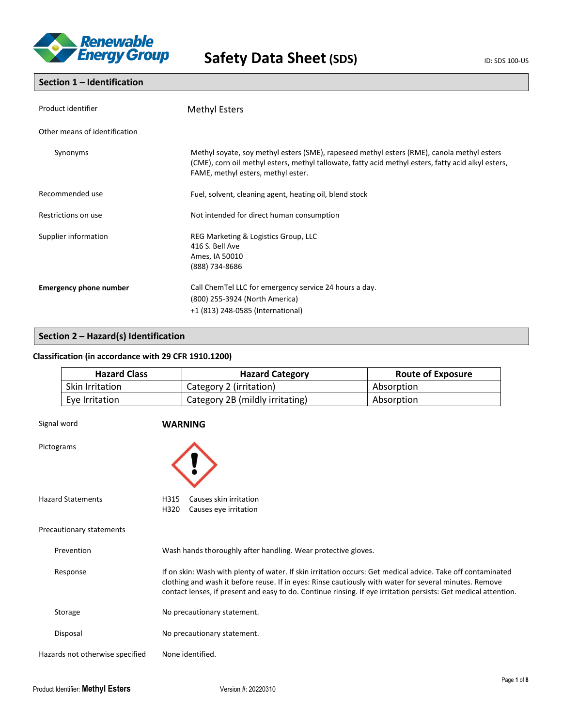# Safety Data Sheet (SDS)

ID: SDS 100-US

## Section 1 – Identification

| | |
|---|---|
| Product identifier | Methyl Esters |
| Other means of identification | |
| Synonyms | Methyl soyate, soy methyl esters (SME), rapeseed methyl esters (RME), canola methyl esters (CME), corn oil methyl esters, methyl tallowate, fatty acid methyl esters, fatty acid alkyl esters, FAME, methyl esters, methyl ester. |
| Recommended use | Fuel, solvent, cleaning agent, heating oil, blend stock |
| Restrictions on use | Not intended for direct human consumption |
| Supplier information | REG Marketing & Logistics Group, LLC<br>416 S. Bell Ave<br>Ames, IA 50010<br>(888) 734-8686 |
| **Emergency phone number** | Call ChemTel LLC for emergency service 24 hours a day.<br>(800) 255-3924 (North America)<br>+1 (813) 248-0585 (International) |

## Section 2 – Hazard(s) Identification

**Classification (in accordance with 29 CFR 1910.1200)**

| Hazard Class | Hazard Category | Route of Exposure |
|---|---|---|
| Skin Irritation | Category 2 (irritation) | Absorption |
| Eye Irritation | Category 2B (mildly irritating) | Absorption |

Signal word: **WARNING**

Pictograms

Hazard Statements:
H315 Causes skin irritation
H320 Causes eye irritation

Precautionary statements

Prevention: Wash hands thoroughly after handling. Wear protective gloves.

Response: If on skin: Wash with plenty of water. If skin irritation occurs: Get medical advice. Take off contaminated clothing and wash it before reuse. If in eyes: Rinse cautiously with water for several minutes. Remove contact lenses, if present and easy to do. Continue rinsing. If eye irritation persists: Get medical attention.

Storage: No precautionary statement.

Disposal: No precautionary statement.

Hazards not otherwise specified: None identified.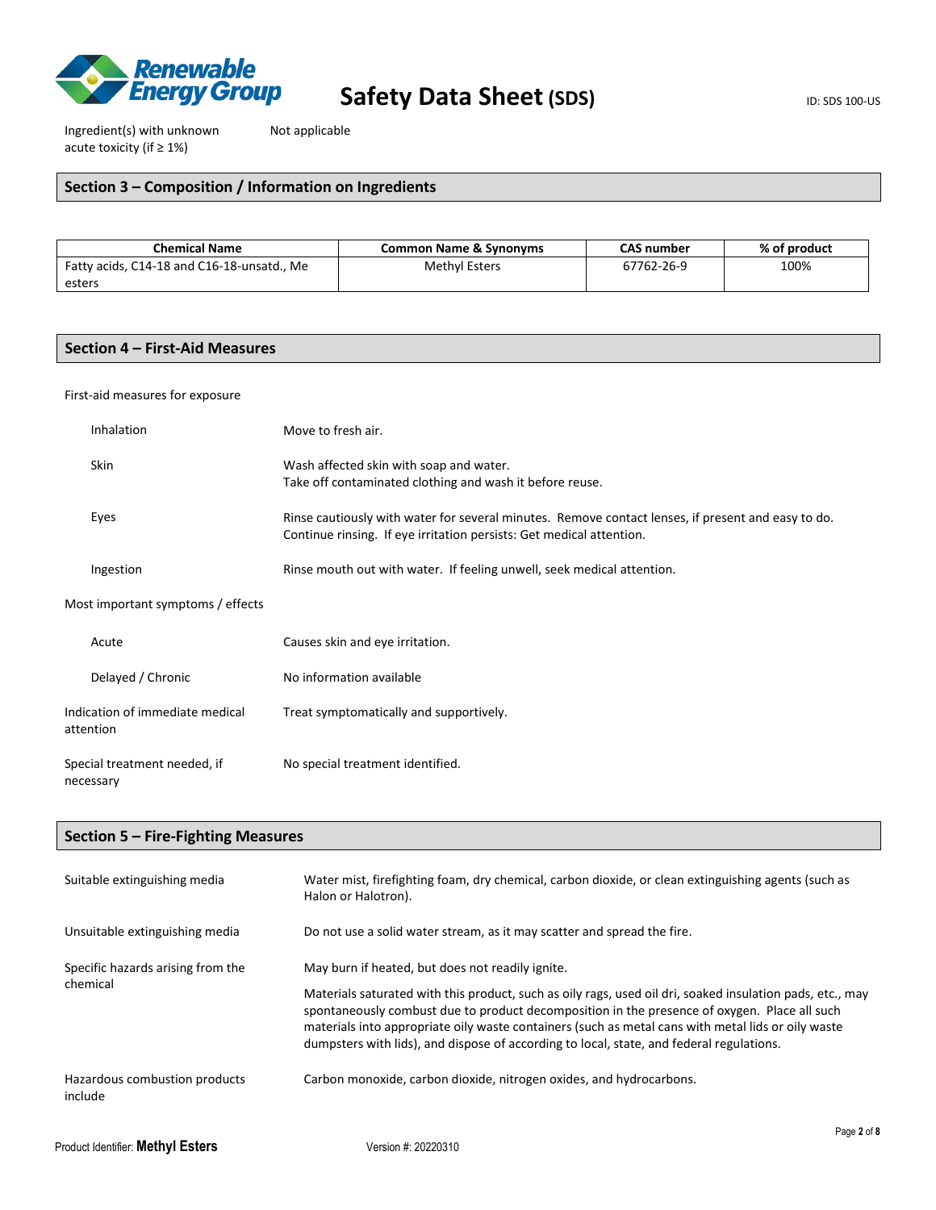| | |
|---|---|
| Ingredient(s) with unknown acute toxicity (if ≥ 1%) | Not applicable |

## Section 3 – Composition / Information on Ingredients

| Chemical Name | Common Name & Synonyms | CAS number | % of product |
|---|---|---|---|
| Fatty acids, C14-18 and C16-18-unsatd., Me esters | Methyl Esters | 67762-26-9 | 100% |

## Section 4 – First-Aid Measures

First-aid measures for exposure

| | |
|---|---|
| Inhalation | Move to fresh air. |
| Skin | Wash affected skin with soap and water.<br>Take off contaminated clothing and wash it before reuse. |
| Eyes | Rinse cautiously with water for several minutes. Remove contact lenses, if present and easy to do. Continue rinsing. If eye irritation persists: Get medical attention. |
| Ingestion | Rinse mouth out with water. If feeling unwell, seek medical attention. |

Most important symptoms / effects

| | |
|---|---|
| Acute | Causes skin and eye irritation. |
| Delayed / Chronic | No information available |
| Indication of immediate medical attention | Treat symptomatically and supportively. |
| Special treatment needed, if necessary | No special treatment identified. |

## Section 5 – Fire-Fighting Measures

| | |
|---|---|
| Suitable extinguishing media | Water mist, firefighting foam, dry chemical, carbon dioxide, or clean extinguishing agents (such as Halon or Halotron). |
| Unsuitable extinguishing media | Do not use a solid water stream, as it may scatter and spread the fire. |
| Specific hazards arising from the chemical | May burn if heated, but does not readily ignite.<br>Materials saturated with this product, such as oily rags, used oil dri, soaked insulation pads, etc., may spontaneously combust due to product decomposition in the presence of oxygen. Place all such materials into appropriate oily waste containers (such as metal cans with metal lids or oily waste dumpsters with lids), and dispose of according to local, state, and federal regulations. |
| Hazardous combustion products include | Carbon monoxide, carbon dioxide, nitrogen oxides, and hydrocarbons. |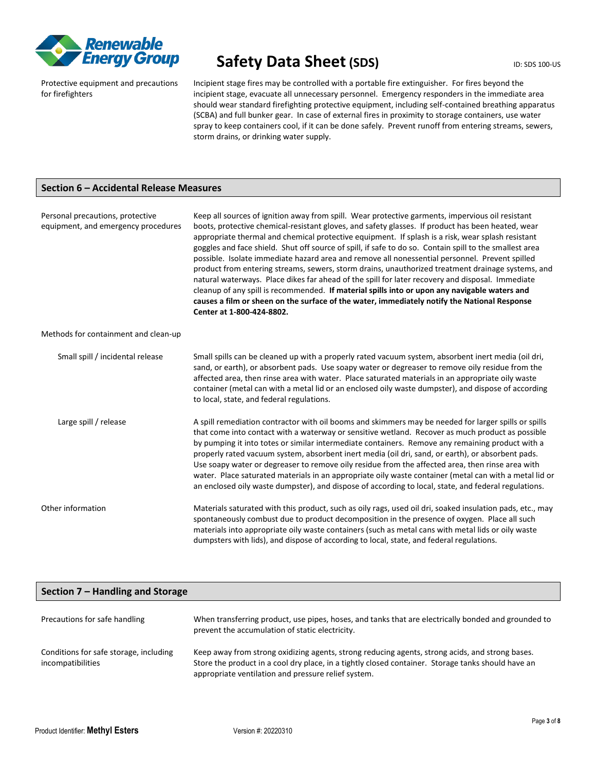Protective equipment and precautions for firefighters

Incipient stage fires may be controlled with a portable fire extinguisher. For fires beyond the incipient stage, evacuate all unnecessary personnel. Emergency responders in the immediate area should wear standard firefighting protective equipment, including self-contained breathing apparatus (SCBA) and full bunker gear. In case of external fires in proximity to storage containers, use water spray to keep containers cool, if it can be done safely. Prevent runoff from entering streams, sewers, storm drains, or drinking water supply.

## Section 6 – Accidental Release Measures

Personal precautions, protective equipment, and emergency procedures

Keep all sources of ignition away from spill. Wear protective garments, impervious oil resistant boots, protective chemical-resistant gloves, and safety glasses. If product has been heated, wear appropriate thermal and chemical protective equipment. If splash is a risk, wear splash resistant goggles and face shield. Shut off source of spill, if safe to do so. Contain spill to the smallest area possible. Isolate immediate hazard area and remove all nonessential personnel. Prevent spilled product from entering streams, sewers, storm drains, unauthorized treatment drainage systems, and natural waterways. Place dikes far ahead of the spill for later recovery and disposal. Immediate cleanup of any spill is recommended. **If material spills into or upon any navigable waters and causes a film or sheen on the surface of the water, immediately notify the National Response Center at 1-800-424-8802.**

Methods for containment and clean-up

Small spill / incidental release

Small spills can be cleaned up with a properly rated vacuum system, absorbent inert media (oil dri, sand, or earth), or absorbent pads. Use soapy water or degreaser to remove oily residue from the affected area, then rinse area with water. Place saturated materials in an appropriate oily waste container (metal can with a metal lid or an enclosed oily waste dumpster), and dispose of according to local, state, and federal regulations.

Large spill / release

A spill remediation contractor with oil booms and skimmers may be needed for larger spills or spills that come into contact with a waterway or sensitive wetland. Recover as much product as possible by pumping it into totes or similar intermediate containers. Remove any remaining product with a properly rated vacuum system, absorbent inert media (oil dri, sand, or earth), or absorbent pads. Use soapy water or degreaser to remove oily residue from the affected area, then rinse area with water. Place saturated materials in an appropriate oily waste container (metal can with a metal lid or an enclosed oily waste dumpster), and dispose of according to local, state, and federal regulations.

Other information

Materials saturated with this product, such as oily rags, used oil dri, soaked insulation pads, etc., may spontaneously combust due to product decomposition in the presence of oxygen. Place all such materials into appropriate oily waste containers (such as metal cans with metal lids or oily waste dumpsters with lids), and dispose of according to local, state, and federal regulations.

## Section 7 – Handling and Storage

Precautions for safe handling

When transferring product, use pipes, hoses, and tanks that are electrically bonded and grounded to prevent the accumulation of static electricity.

Conditions for safe storage, including incompatibilities

Keep away from strong oxidizing agents, strong reducing agents, strong acids, and strong bases. Store the product in a cool dry place, in a tightly closed container. Storage tanks should have an appropriate ventilation and pressure relief system.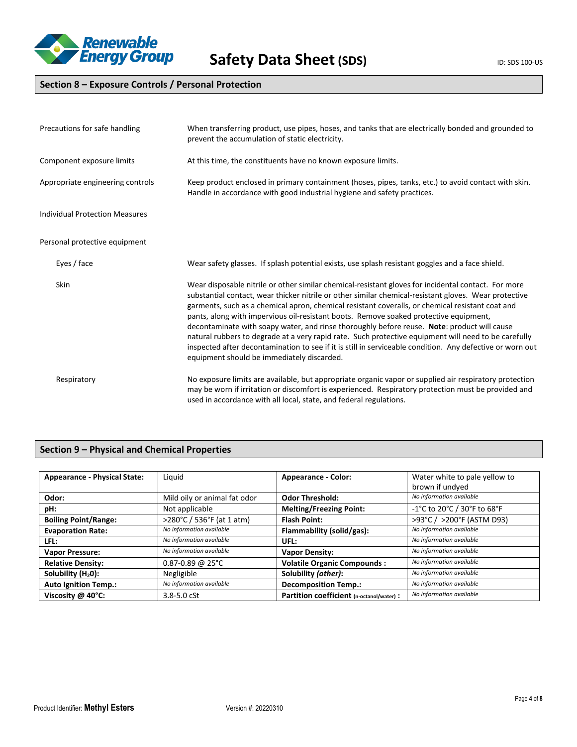## Section 8 – Exposure Controls / Personal Protection

| | |
|---|---|
| Precautions for safe handling | When transferring product, use pipes, hoses, and tanks that are electrically bonded and grounded to prevent the accumulation of static electricity. |
| Component exposure limits | At this time, the constituents have no known exposure limits. |
| Appropriate engineering controls | Keep product enclosed in primary containment (hoses, pipes, tanks, etc.) to avoid contact with skin. Handle in accordance with good industrial hygiene and safety practices. |
| Individual Protection Measures | |
| Personal protective equipment | |
| Eyes / face | Wear safety glasses. If splash potential exists, use splash resistant goggles and a face shield. |
| Skin | Wear disposable nitrile or other similar chemical-resistant gloves for incidental contact. For more substantial contact, wear thicker nitrile or other similar chemical-resistant gloves. Wear protective garments, such as a chemical apron, chemical resistant coveralls, or chemical resistant coat and pants, along with impervious oil-resistant boots. Remove soaked protective equipment, decontaminate with soapy water, and rinse thoroughly before reuse. **Note**: product will cause natural rubbers to degrade at a very rapid rate. Such protective equipment will need to be carefully inspected after decontamination to see if it is still in serviceable condition. Any defective or worn out equipment should be immediately discarded. |
| Respiratory | No exposure limits are available, but appropriate organic vapor or supplied air respiratory protection may be worn if irritation or discomfort is experienced. Respiratory protection must be provided and used in accordance with all local, state, and federal regulations. |

## Section 9 – Physical and Chemical Properties

| | | | |
|---|---|---|---|
| **Appearance - Physical State:** | Liquid | **Appearance - Color:** | Water white to pale yellow to brown if undyed |
| **Odor:** | Mild oily or animal fat odor | **Odor Threshold:** | *No information available* |
| **pH:** | Not applicable | **Melting/Freezing Point:** | -1°C to 20°C / 30°F to 68°F |
| **Boiling Point/Range:** | >280°C / 536°F (at 1 atm) | **Flash Point:** | >93°C / >200°F (ASTM D93) |
| **Evaporation Rate:** | *No information available* | **Flammability (solid/gas):** | *No information available* |
| **LFL:** | *No information available* | **UFL:** | *No information available* |
| **Vapor Pressure:** | *No information available* | **Vapor Density:** | *No information available* |
| **Relative Density:** | 0.87-0.89 @ 25°C | **Volatile Organic Compounds :** | *No information available* |
| **Solubility ($H_2O$):** | Negligible | **Solubility *(other)*:** | *No information available* |
| **Auto Ignition Temp.:** | *No information available* | **Decomposition Temp.:** | *No information available* |
| **Viscosity @ 40°C:** | 3.8-5.0 cSt | **Partition coefficient (n-octanol/water) :** | *No information available* |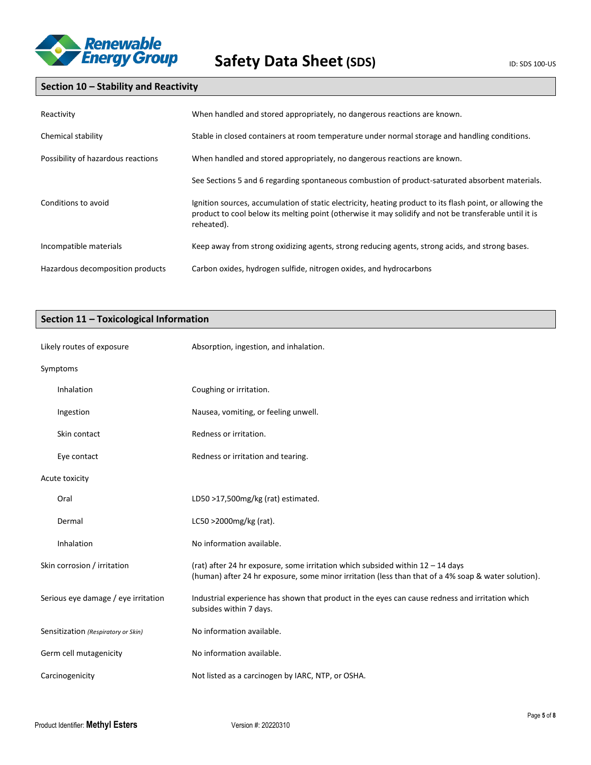## Section 10 – Stability and Reactivity

| | |
|---|---|
| Reactivity | When handled and stored appropriately, no dangerous reactions are known. |
| Chemical stability | Stable in closed containers at room temperature under normal storage and handling conditions. |
| Possibility of hazardous reactions | When handled and stored appropriately, no dangerous reactions are known. |
| | See Sections 5 and 6 regarding spontaneous combustion of product-saturated absorbent materials. |
| Conditions to avoid | Ignition sources, accumulation of static electricity, heating product to its flash point, or allowing the product to cool below its melting point (otherwise it may solidify and not be transferable until it is reheated). |
| Incompatible materials | Keep away from strong oxidizing agents, strong reducing agents, strong acids, and strong bases. |
| Hazardous decomposition products | Carbon oxides, hydrogen sulfide, nitrogen oxides, and hydrocarbons |

## Section 11 – Toxicological Information

| | |
|---|---|
| Likely routes of exposure | Absorption, ingestion, and inhalation. |
| Symptoms | |
| Inhalation | Coughing or irritation. |
| Ingestion | Nausea, vomiting, or feeling unwell. |
| Skin contact | Redness or irritation. |
| Eye contact | Redness or irritation and tearing. |
| Acute toxicity | |
| Oral | LD50 >17,500mg/kg (rat) estimated. |
| Dermal | LC50 >2000mg/kg (rat). |
| Inhalation | No information available. |
| Skin corrosion / irritation | (rat) after 24 hr exposure, some irritation which subsided within 12 – 14 days<br>(human) after 24 hr exposure, some minor irritation (less than that of a 4% soap & water solution). |
| Serious eye damage / eye irritation | Industrial experience has shown that product in the eyes can cause redness and irritation which subsides within 7 days. |
| Sensitization *(Respiratory or Skin)* | No information available. |
| Germ cell mutagenicity | No information available. |
| Carcinogenicity | Not listed as a carcinogen by IARC, NTP, or OSHA. |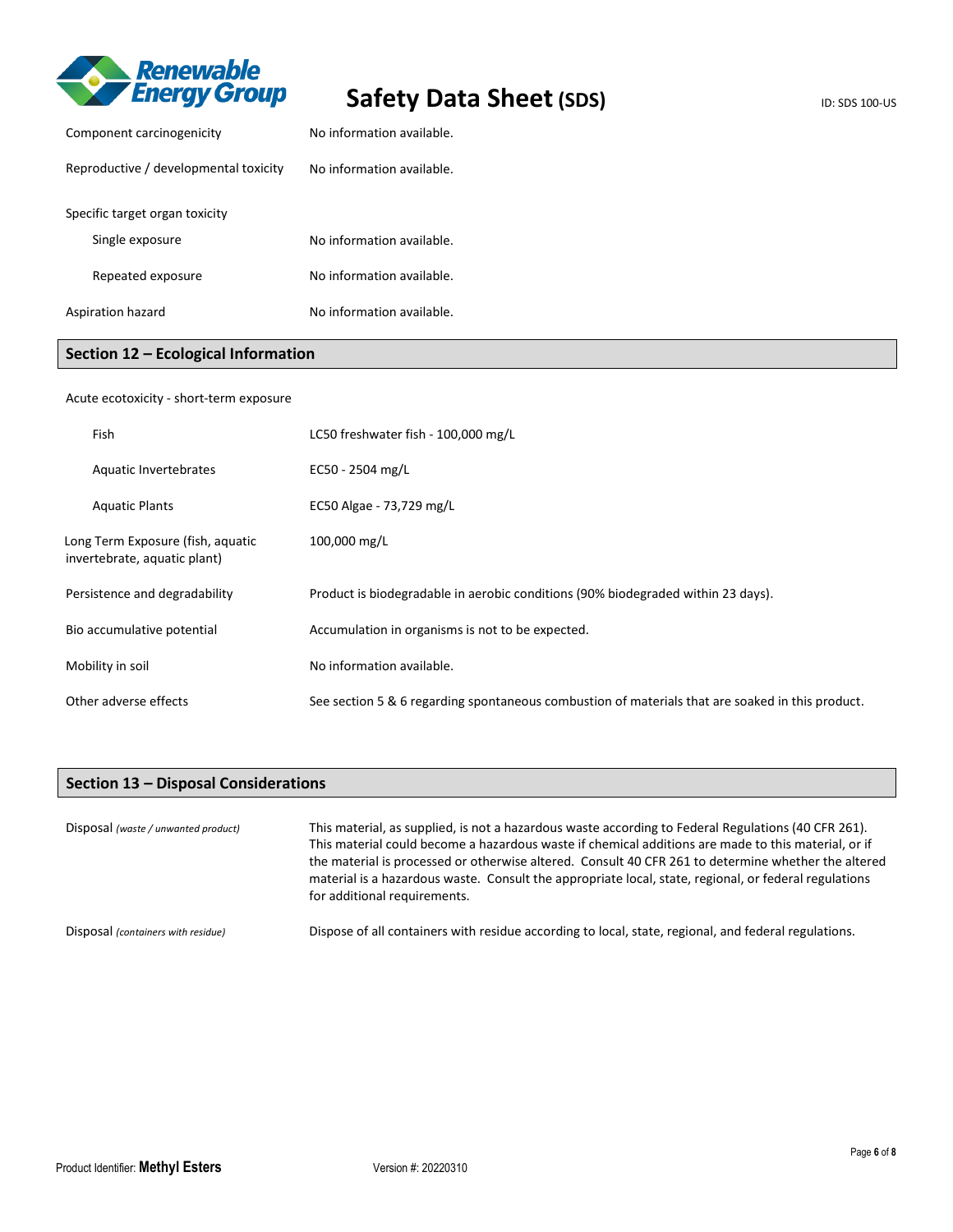| | |
|---|---|
| Component carcinogenicity | No information available. |
| Reproductive / developmental toxicity | No information available. |

Specific target organ toxicity

| | |
|---|---|
| Single exposure | No information available. |
| Repeated exposure | No information available. |
| Aspiration hazard | No information available. |

## Section 12 – Ecological Information

Acute ecotoxicity - short-term exposure

| | |
|---|---|
| Fish | LC50 freshwater fish - 100,000 mg/L |
| Aquatic Invertebrates | EC50 - 2504 mg/L |
| Aquatic Plants | EC50 Algae - 73,729 mg/L |
| Long Term Exposure (fish, aquatic invertebrate, aquatic plant) | 100,000 mg/L |
| Persistence and degradability | Product is biodegradable in aerobic conditions (90% biodegraded within 23 days). |
| Bio accumulative potential | Accumulation in organisms is not to be expected. |
| Mobility in soil | No information available. |
| Other adverse effects | See section 5 & 6 regarding spontaneous combustion of materials that are soaked in this product. |

## Section 13 – Disposal Considerations

| | |
|---|---|
| Disposal *(waste / unwanted product)* | This material, as supplied, is not a hazardous waste according to Federal Regulations (40 CFR 261). This material could become a hazardous waste if chemical additions are made to this material, or if the material is processed or otherwise altered. Consult 40 CFR 261 to determine whether the altered material is a hazardous waste. Consult the appropriate local, state, regional, or federal regulations for additional requirements. |
| Disposal *(containers with residue)* | Dispose of all containers with residue according to local, state, regional, and federal regulations. |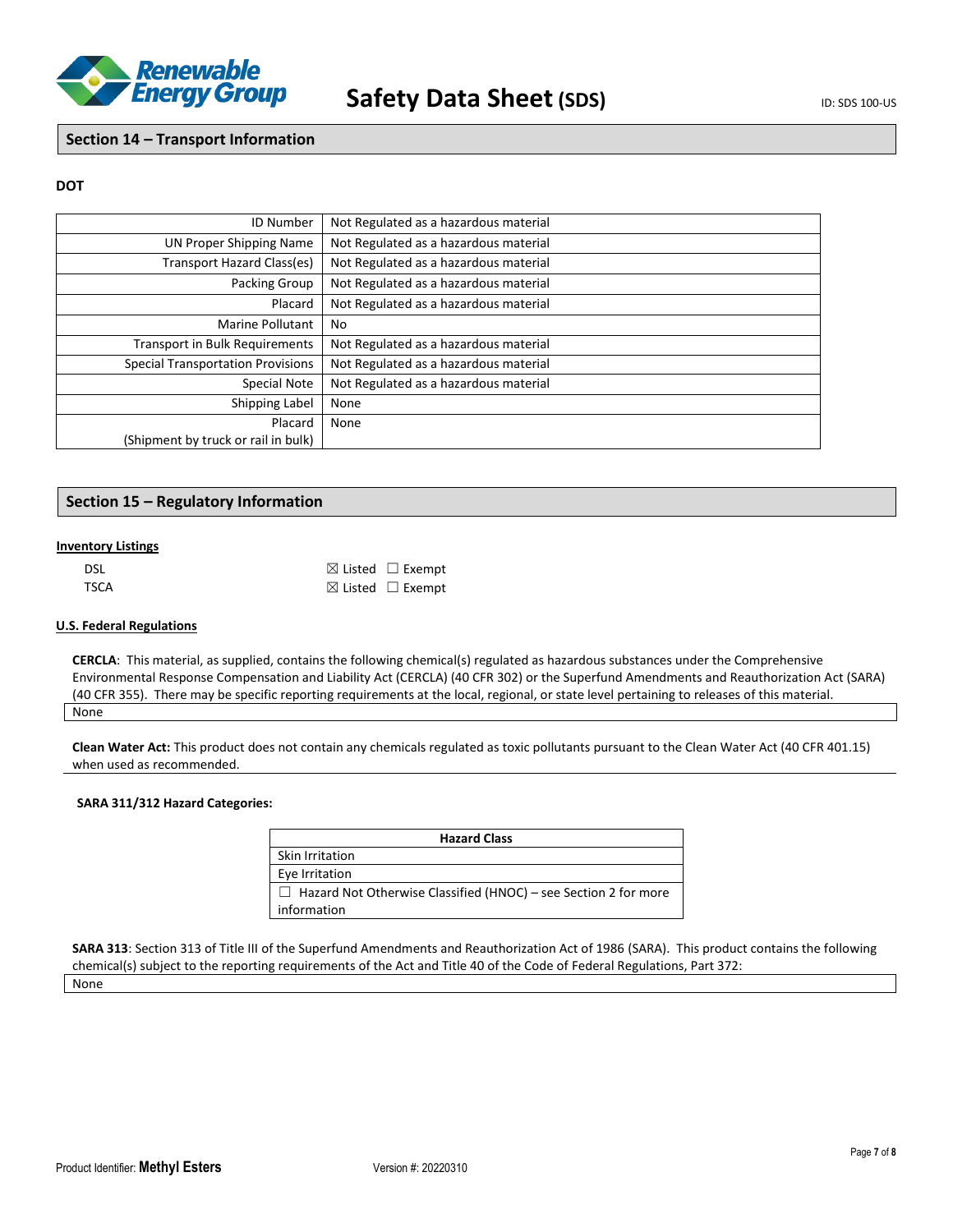## Section 14 – Transport Information

**DOT**

| | |
|---|---|
| ID Number | Not Regulated as a hazardous material |
| UN Proper Shipping Name | Not Regulated as a hazardous material |
| Transport Hazard Class(es) | Not Regulated as a hazardous material |
| Packing Group | Not Regulated as a hazardous material |
| Placard | Not Regulated as a hazardous material |
| Marine Pollutant | No |
| Transport in Bulk Requirements | Not Regulated as a hazardous material |
| Special Transportation Provisions | Not Regulated as a hazardous material |
| Special Note | Not Regulated as a hazardous material |
| Shipping Label | None |
| Placard (Shipment by truck or rail in bulk) | None |

## Section 15 – Regulatory Information

**Inventory Listings**

| | |
|---|---|
| DSL | ☒ Listed ☐ Exempt |
| TSCA | ☒ Listed ☐ Exempt |

**U.S. Federal Regulations**

**CERCLA**: This material, as supplied, contains the following chemical(s) regulated as hazardous substances under the Comprehensive Environmental Response Compensation and Liability Act (CERCLA) (40 CFR 302) or the Superfund Amendments and Reauthorization Act (SARA) (40 CFR 355). There may be specific reporting requirements at the local, regional, or state level pertaining to releases of this material.

None

**Clean Water Act:** This product does not contain any chemicals regulated as toxic pollutants pursuant to the Clean Water Act (40 CFR 401.15) when used as recommended.

**SARA 311/312 Hazard Categories:**

| Hazard Class |
|---|
| Skin Irritation |
| Eye Irritation |
| ☐ Hazard Not Otherwise Classified (HNOC) – see Section 2 for more information |

**SARA 313**: Section 313 of Title III of the Superfund Amendments and Reauthorization Act of 1986 (SARA). This product contains the following chemical(s) subject to the reporting requirements of the Act and Title 40 of the Code of Federal Regulations, Part 372:

None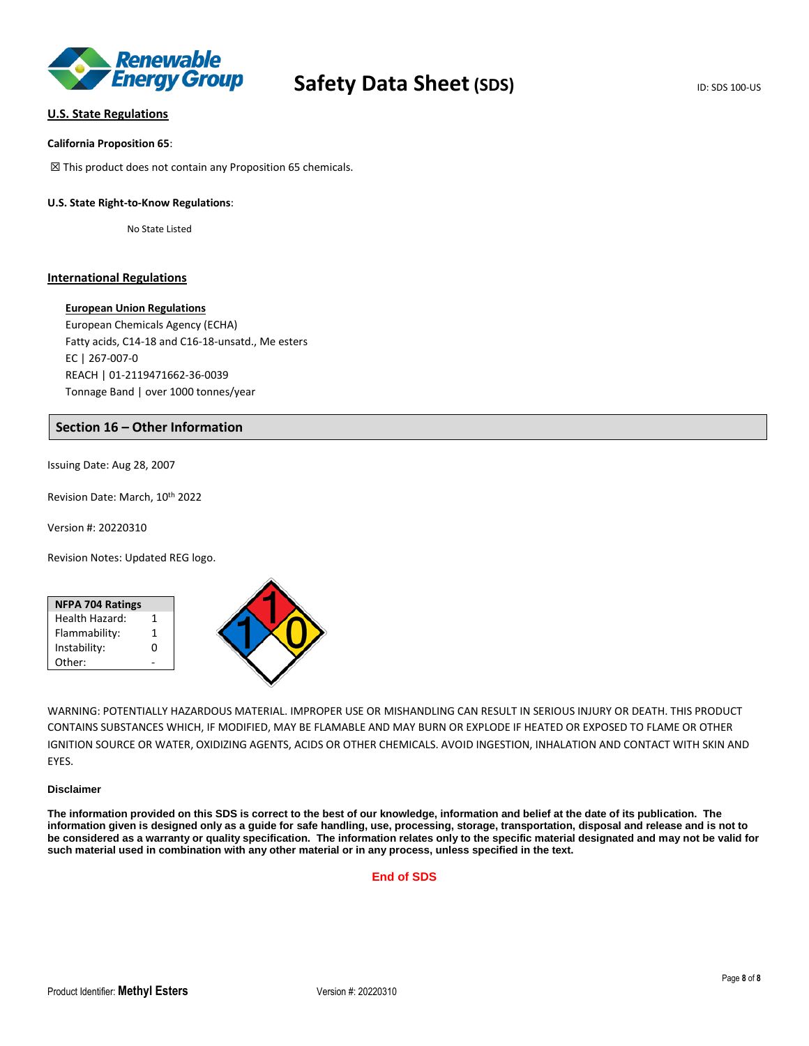## U.S. State Regulations

**California Proposition 65**:

☒ This product does not contain any Proposition 65 chemicals.

**U.S. State Right-to-Know Regulations**:

No State Listed

## International Regulations

### European Union Regulations

European Chemicals Agency (ECHA)
Fatty acids, C14-18 and C16-18-unsatd., Me esters
EC | 267-007-0
REACH | 01-2119471662-36-0039
Tonnage Band | over 1000 tonnes/year

## Section 16 – Other Information

Issuing Date: Aug 28, 2007

Revision Date: March, 10th 2022

Version #: 20220310

Revision Notes: Updated REG logo.

| NFPA 704 Ratings | |
|---|---|
| Health Hazard: | 1 |
| Flammability: | 1 |
| Instability: | 0 |
| Other: | - |

1
1
0

WARNING: POTENTIALLY HAZARDOUS MATERIAL. IMPROPER USE OR MISHANDLING CAN RESULT IN SERIOUS INJURY OR DEATH. THIS PRODUCT CONTAINS SUBSTANCES WHICH, IF MODIFIED, MAY BE FLAMABLE AND MAY BURN OR EXPLODE IF HEATED OR EXPOSED TO FLAME OR OTHER IGNITION SOURCE OR WATER, OXIDIZING AGENTS, ACIDS OR OTHER CHEMICALS. AVOID INGESTION, INHALATION AND CONTACT WITH SKIN AND EYES.

**Disclaimer**

**The information provided on this SDS is correct to the best of our knowledge, information and belief at the date of its publication. The information given is designed only as a guide for safe handling, use, processing, storage, transportation, disposal and release and is not to be considered as a warranty or quality specification. The information relates only to the specific material designated and may not be valid for such material used in combination with any other material or in any process, unless specified in the text.**

**End of SDS**